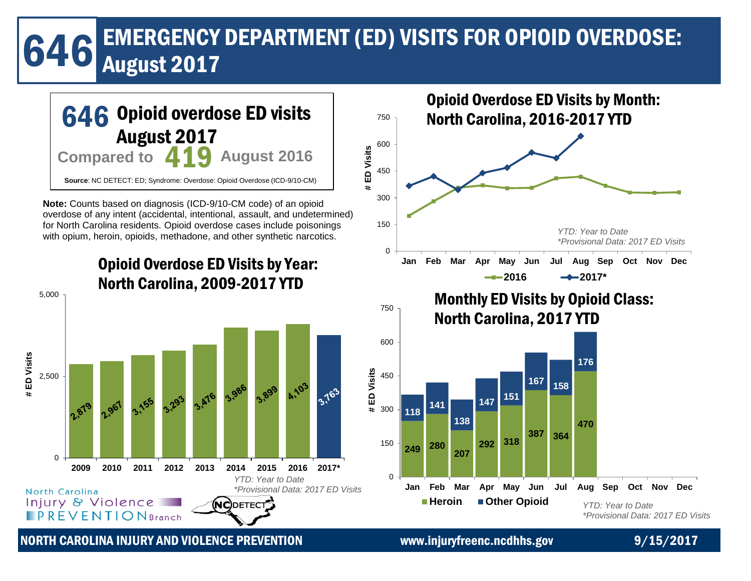# 646 EMERGENCY DEPARTMENT (ED) VISITS FOR OPIOID OVERDOSE: August 2017

**646** **Opioid overdose ED visits August 2017**

Compared to **419** August 2016

**Source**: NC DETECT: ED; Syndrome: Overdose: Opioid Overdose (ICD-9/10-CM)

**Note:** Counts based on diagnosis (ICD-9/10-CM code) of an opioid overdose of any intent (accidental, intentional, assault, and undetermined) for North Carolina residents. Opioid overdose cases include poisonings with opium, heroin, opioids, methadone, and other synthetic narcotics.

## Opioid Overdose ED Visits by Year: North Carolina, 2009-2017 YTD

| Year | # ED Visits |
|---|---|
| 2009 | 2,879 |
| 2010 | 2,967 |
| 2011 | 3,155 |
| 2012 | 3,293 |
| 2013 | 3,476 |
| 2014 | 3,986 |
| 2015 | 3,899 |
| 2016 | 4,103 |
| 2017* | 3,763 |

*YTD: Year to Date*
*\*Provisional Data: 2017 ED Visits*

## Opioid Overdose ED Visits by Month: North Carolina, 2016-2017 YTD

*YTD: Year to Date*
*\*Provisional Data: 2017 ED Visits*

## Monthly ED Visits by Opioid Class: North Carolina, 2017 YTD

| Month | Heroin | Other Opioid |
|---|---|---|
| Jan | 249 | 118 |
| Feb | 280 | 141 |
| Mar | 207 | 138 |
| Apr | 292 | 147 |
| May | 318 | 151 |
| Jun | 387 | 167 |
| Jul | 364 | 158 |
| Aug | 470 | 176 |
| Sep | | |
| Oct | | |
| Nov | | |
| Dec | | |

*YTD: Year to Date*
*\*Provisional Data: 2017 ED Visits*

North Carolina Injury & Violence PREVENTION Branch

NC DETECT

NORTH CAROLINA INJURY AND VIOLENCE PREVENTION www.injuryfreenc.ncdhhs.gov 9/15/2017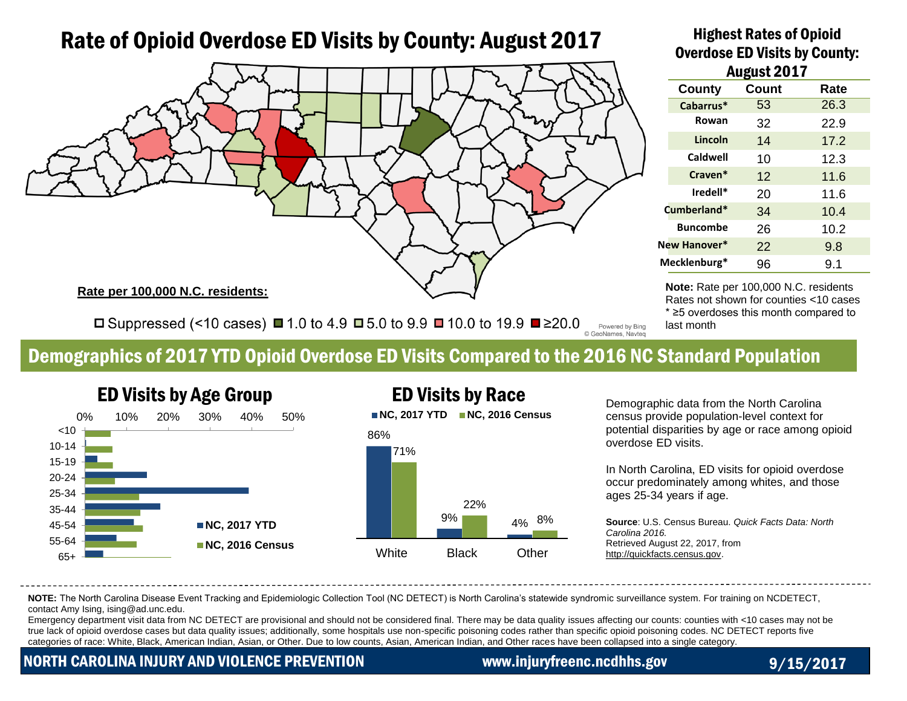# Rate of Opioid Overdose ED Visits by County: August 2017

Rate per 100,000 N.C. residents:

☐ Suppressed (<10 cases) ■ 1.0 to 4.9 ■ 5.0 to 9.9 ■ 10.0 to 19.9 ■ ≥20.0

Powered by Bing
© GeoNames, Navteq

## Highest Rates of Opioid Overdose ED Visits by County: August 2017

| County | Count | Rate |
|---|---|---|
| Cabarrus* | 53 | 26.3 |
| Rowan | 32 | 22.9 |
| Lincoln | 14 | 17.2 |
| Caldwell | 10 | 12.3 |
| Craven* | 12 | 11.6 |
| Iredell* | 20 | 11.6 |
| Cumberland* | 34 | 10.4 |
| Buncombe | 26 | 10.2 |
| New Hanover* | 22 | 9.8 |
| Mecklenburg* | 96 | 9.1 |

**Note:** Rate per 100,000 N.C. residents
Rates not shown for counties <10 cases
* ≥5 overdoses this month compared to last month

## Demographics of 2017 YTD Opioid Overdose ED Visits Compared to the 2016 NC Standard Population

### ED Visits by Age Group

0% 10% 20% 30% 40% 50%

<10
10-14
15-19
20-24
25-34
35-44
45-54
55-64
65+

NC, 2017 YTD
NC, 2016 Census

### ED Visits by Race

NC, 2017 YTD NC, 2016 Census

White: 86% 71%
Black: 9% 22%
Other: 4% 8%

Demographic data from the North Carolina census provide population-level context for potential disparities by age or race among opioid overdose ED visits.

In North Carolina, ED visits for opioid overdose occur predominately among whites, and those ages 25-34 years if age.

**Source**: U.S. Census Bureau. *Quick Facts Data: North Carolina 2016.*
Retrieved August 22, 2017, from http://quickfacts.census.gov.

**NOTE:** The North Carolina Disease Event Tracking and Epidemiologic Collection Tool (NC DETECT) is North Carolina's statewide syndromic surveillance system. For training on NCDETECT, contact Amy Ising, ising@ad.unc.edu.

Emergency department visit data from NC DETECT are provisional and should not be considered final. There may be data quality issues affecting our counts: counties with <10 cases may not be true lack of opioid overdose cases but data quality issues; additionally, some hospitals use non-specific poisoning codes rather than specific opioid poisoning codes. NC DETECT reports five categories of race: White, Black, American Indian, Asian, or Other. Due to low counts, Asian, American Indian, and Other races have been collapsed into a single category.

NORTH CAROLINA INJURY AND VIOLENCE PREVENTION www.injuryfreenc.ncdhhs.gov 9/15/2017